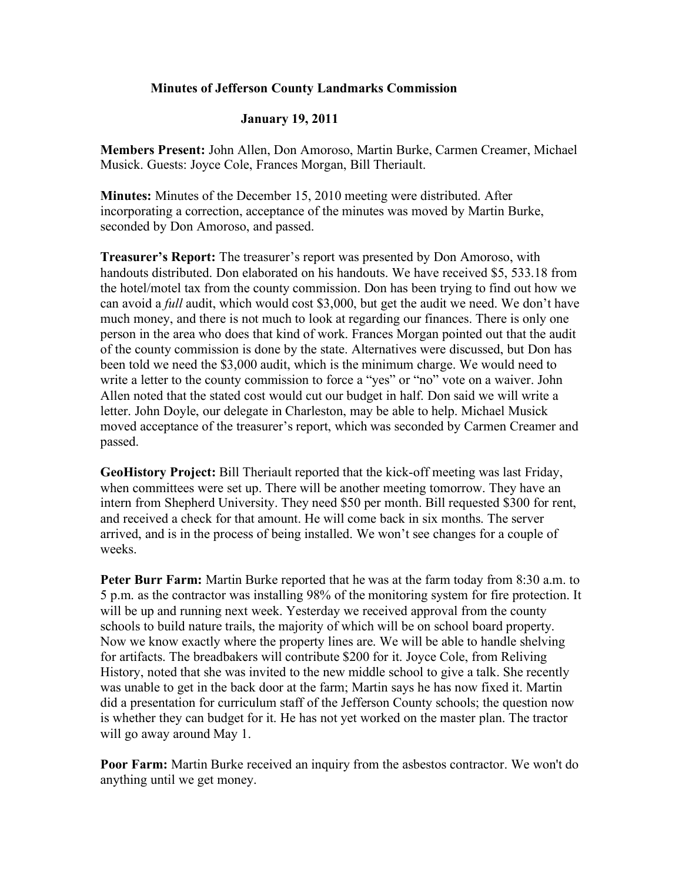# Minutes of Jefferson County Landmarks Commission

## January 19, 2011

**Members Present:** John Allen, Don Amoroso, Martin Burke, Carmen Creamer, Michael Musick. Guests: Joyce Cole, Frances Morgan, Bill Theriault.

**Minutes:** Minutes of the December 15, 2010 meeting were distributed. After incorporating a correction, acceptance of the minutes was moved by Martin Burke, seconded by Don Amoroso, and passed.

**Treasurer's Report:** The treasurer's report was presented by Don Amoroso, with handouts distributed. Don elaborated on his handouts. We have received $5, 533.18 from the hotel/motel tax from the county commission. Don has been trying to find out how we can avoid a *full* audit, which would cost $3,000, but get the audit we need. We don't have much money, and there is not much to look at regarding our finances. There is only one person in the area who does that kind of work. Frances Morgan pointed out that the audit of the county commission is done by the state. Alternatives were discussed, but Don has been told we need the $3,000 audit, which is the minimum charge. We would need to write a letter to the county commission to force a "yes" or "no" vote on a waiver. John Allen noted that the stated cost would cut our budget in half. Don said we will write a letter. John Doyle, our delegate in Charleston, may be able to help. Michael Musick moved acceptance of the treasurer's report, which was seconded by Carmen Creamer and passed.

**GeoHistory Project:** Bill Theriault reported that the kick-off meeting was last Friday, when committees were set up. There will be another meeting tomorrow. They have an intern from Shepherd University. They need $50 per month. Bill requested $300 for rent, and received a check for that amount. He will come back in six months. The server arrived, and is in the process of being installed. We won't see changes for a couple of weeks.

**Peter Burr Farm:** Martin Burke reported that he was at the farm today from 8:30 a.m. to 5 p.m. as the contractor was installing 98% of the monitoring system for fire protection. It will be up and running next week. Yesterday we received approval from the county schools to build nature trails, the majority of which will be on school board property. Now we know exactly where the property lines are. We will be able to handle shelving for artifacts. The breadbakers will contribute $200 for it. Joyce Cole, from Reliving History, noted that she was invited to the new middle school to give a talk. She recently was unable to get in the back door at the farm; Martin says he has now fixed it. Martin did a presentation for curriculum staff of the Jefferson County schools; the question now is whether they can budget for it. He has not yet worked on the master plan. The tractor will go away around May 1.

**Poor Farm:** Martin Burke received an inquiry from the asbestos contractor. We won't do anything until we get money.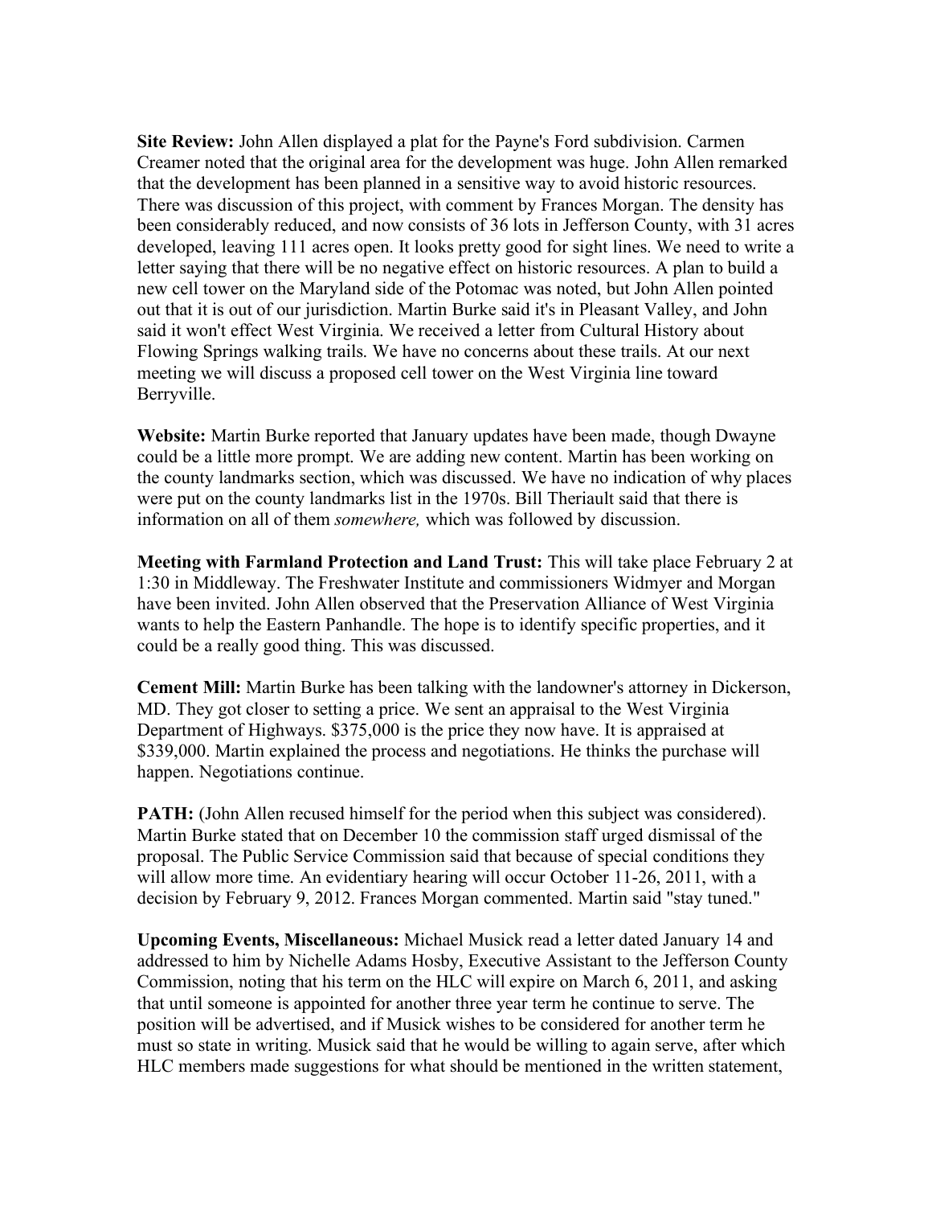**Site Review:** John Allen displayed a plat for the Payne's Ford subdivision. Carmen Creamer noted that the original area for the development was huge. John Allen remarked that the development has been planned in a sensitive way to avoid historic resources. There was discussion of this project, with comment by Frances Morgan. The density has been considerably reduced, and now consists of 36 lots in Jefferson County, with 31 acres developed, leaving 111 acres open. It looks pretty good for sight lines. We need to write a letter saying that there will be no negative effect on historic resources. A plan to build a new cell tower on the Maryland side of the Potomac was noted, but John Allen pointed out that it is out of our jurisdiction. Martin Burke said it's in Pleasant Valley, and John said it won't effect West Virginia. We received a letter from Cultural History about Flowing Springs walking trails. We have no concerns about these trails. At our next meeting we will discuss a proposed cell tower on the West Virginia line toward Berryville.

**Website:** Martin Burke reported that January updates have been made, though Dwayne could be a little more prompt. We are adding new content. Martin has been working on the county landmarks section, which was discussed. We have no indication of why places were put on the county landmarks list in the 1970s. Bill Theriault said that there is information on all of them *somewhere,* which was followed by discussion.

**Meeting with Farmland Protection and Land Trust:** This will take place February 2 at 1:30 in Middleway. The Freshwater Institute and commissioners Widmyer and Morgan have been invited. John Allen observed that the Preservation Alliance of West Virginia wants to help the Eastern Panhandle. The hope is to identify specific properties, and it could be a really good thing. This was discussed.

**Cement Mill:** Martin Burke has been talking with the landowner's attorney in Dickerson, MD. They got closer to setting a price. We sent an appraisal to the West Virginia Department of Highways. $375,000 is the price they now have. It is appraised at $339,000. Martin explained the process and negotiations. He thinks the purchase will happen. Negotiations continue.

**PATH:** (John Allen recused himself for the period when this subject was considered). Martin Burke stated that on December 10 the commission staff urged dismissal of the proposal. The Public Service Commission said that because of special conditions they will allow more time. An evidentiary hearing will occur October 11-26, 2011, with a decision by February 9, 2012. Frances Morgan commented. Martin said "stay tuned."

**Upcoming Events, Miscellaneous:** Michael Musick read a letter dated January 14 and addressed to him by Nichelle Adams Hosby, Executive Assistant to the Jefferson County Commission, noting that his term on the HLC will expire on March 6, 2011, and asking that until someone is appointed for another three year term he continue to serve. The position will be advertised, and if Musick wishes to be considered for another term he must so state in writing. Musick said that he would be willing to again serve, after which HLC members made suggestions for what should be mentioned in the written statement,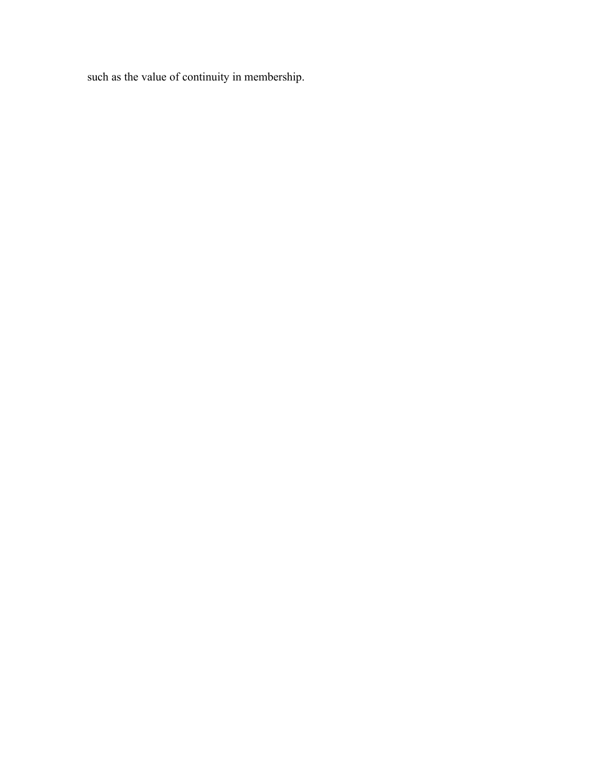such as the value of continuity in membership.